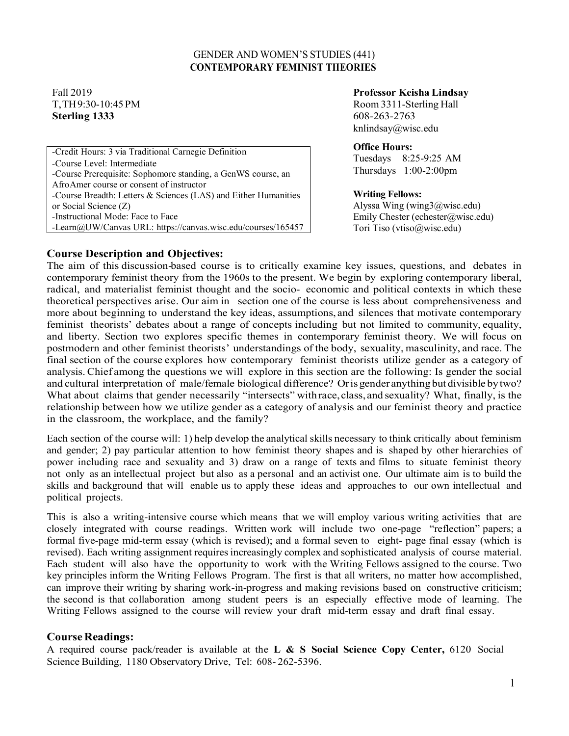GENDER AND WOMEN'S STUDIES (441)

# CONTEMPORARY FEMINIST THEORIES

Fall 2019
T, TH 9:30-10:45 PM
**Sterling 1333**

**Professor Keisha Lindsay**
Room 3311-Sterling Hall
608-263-2763
knlindsay@wisc.edu

**Office Hours:**
Tuesdays 8:25-9:25 AM
Thursdays 1:00-2:00pm

**Writing Fellows:**
Alyssa Wing (wing3@wisc.edu)
Emily Chester (echester@wisc.edu)
Tori Tiso (vtiso@wisc.edu)

-Credit Hours: 3 via Traditional Carnegie Definition
-Course Level: Intermediate
-Course Prerequisite: Sophomore standing, a GenWS course, an AfroAmer course or consent of instructor
-Course Breadth: Letters & Sciences (LAS) and Either Humanities or Social Science (Z)
-Instructional Mode: Face to Face
-Learn@UW/Canvas URL: https://canvas.wisc.edu/courses/165457

## Course Description and Objectives:

The aim of this discussion-based course is to critically examine key issues, questions, and debates in contemporary feminist theory from the 1960s to the present. We begin by exploring contemporary liberal, radical, and materialist feminist thought and the socio- economic and political contexts in which these theoretical perspectives arise. Our aim in section one of the course is less about comprehensiveness and more about beginning to understand the key ideas, assumptions, and silences that motivate contemporary feminist theorists' debates about a range of concepts including but not limited to community, equality, and liberty. Section two explores specific themes in contemporary feminist theory. We will focus on postmodern and other feminist theorists' understandings of the body, sexuality, masculinity, and race. The final section of the course explores how contemporary feminist theorists utilize gender as a category of analysis. Chief among the questions we will explore in this section are the following: Is gender the social and cultural interpretation of male/female biological difference? Or is gender anything but divisible by two? What about claims that gender necessarily "intersects" with race, class, and sexuality? What, finally, is the relationship between how we utilize gender as a category of analysis and our feminist theory and practice in the classroom, the workplace, and the family?

Each section of the course will: 1) help develop the analytical skills necessary to think critically about feminism and gender; 2) pay particular attention to how feminist theory shapes and is shaped by other hierarchies of power including race and sexuality and 3) draw on a range of texts and films to situate feminist theory not only as an intellectual project but also as a personal and an activist one. Our ultimate aim is to build the skills and background that will enable us to apply these ideas and approaches to our own intellectual and political projects.

This is also a writing-intensive course which means that we will employ various writing activities that are closely integrated with course readings. Written work will include two one-page "reflection" papers; a formal five-page mid-term essay (which is revised); and a formal seven to eight- page final essay (which is revised). Each writing assignment requires increasingly complex and sophisticated analysis of course material. Each student will also have the opportunity to work with the Writing Fellows assigned to the course. Two key principles inform the Writing Fellows Program. The first is that all writers, no matter how accomplished, can improve their writing by sharing work-in-progress and making revisions based on constructive criticism; the second is that collaboration among student peers is an especially effective mode of learning. The Writing Fellows assigned to the course will review your draft mid-term essay and draft final essay.

## Course Readings:

A required course pack/reader is available at the **L & S Social Science Copy Center,** 6120 Social Science Building, 1180 Observatory Drive, Tel: 608- 262-5396.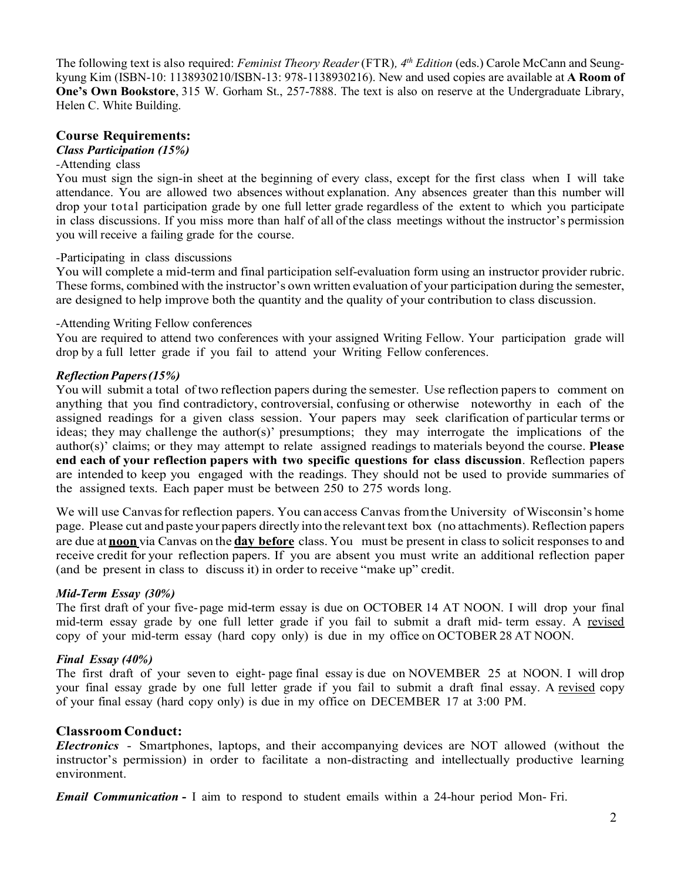The following text is also required: *Feminist Theory Reader* (FTR)*, 4th Edition* (eds.) Carole McCann and Seung-kyung Kim (ISBN-10: 1138930210/ISBN-13: 978-1138930216). New and used copies are available at **A Room of One's Own Bookstore**, 315 W. Gorham St., 257-7888. The text is also on reserve at the Undergraduate Library, Helen C. White Building.

## Course Requirements:

***Class Participation (15%)***

-Attending class

You must sign the sign-in sheet at the beginning of every class, except for the first class when I will take attendance. You are allowed two absences without explanation. Any absences greater than this number will drop your total participation grade by one full letter grade regardless of the extent to which you participate in class discussions. If you miss more than half of all of the class meetings without the instructor's permission you will receive a failing grade for the course.

-Participating in class discussions

You will complete a mid-term and final participation self-evaluation form using an instructor provider rubric. These forms, combined with the instructor's own written evaluation of your participation during the semester, are designed to help improve both the quantity and the quality of your contribution to class discussion.

-Attending Writing Fellow conferences

You are required to attend two conferences with your assigned Writing Fellow. Your participation grade will drop by a full letter grade if you fail to attend your Writing Fellow conferences.

***Reflection Papers (15%)***

You will submit a total of two reflection papers during the semester. Use reflection papers to comment on anything that you find contradictory, controversial, confusing or otherwise noteworthy in each of the assigned readings for a given class session. Your papers may seek clarification of particular terms or ideas; they may challenge the author(s)' presumptions; they may interrogate the implications of the author(s)' claims; or they may attempt to relate assigned readings to materials beyond the course. **Please end each of your reflection papers with two specific questions for class discussion**. Reflection papers are intended to keep you engaged with the readings. They should not be used to provide summaries of the assigned texts. Each paper must be between 250 to 275 words long.

We will use Canvas for reflection papers. You can access Canvas from the University of Wisconsin's home page. Please cut and paste your papers directly into the relevant text box (no attachments). Reflection papers are due at <u>**noon**</u> via Canvas on the <u>**day before**</u> class. You must be present in class to solicit responses to and receive credit for your reflection papers. If you are absent you must write an additional reflection paper (and be present in class to discuss it) in order to receive "make up" credit.

***Mid-Term Essay (30%)***

The first draft of your five-page mid-term essay is due on OCTOBER 14 AT NOON. I will drop your final mid-term essay grade by one full letter grade if you fail to submit a draft mid-term essay. A <u>revised</u> copy of your mid-term essay (hard copy only) is due in my office on OCTOBER 28 AT NOON.

***Final Essay (40%)***

The first draft of your seven to eight-page final essay is due on NOVEMBER 25 at NOON. I will drop your final essay grade by one full letter grade if you fail to submit a draft final essay. A <u>revised</u> copy of your final essay (hard copy only) is due in my office on DECEMBER 17 at 3:00 PM.

## Classroom Conduct:

***Electronics*** - Smartphones, laptops, and their accompanying devices are NOT allowed (without the instructor's permission) in order to facilitate a non-distracting and intellectually productive learning environment.

***Email Communication*** **-** I aim to respond to student emails within a 24-hour period Mon- Fri.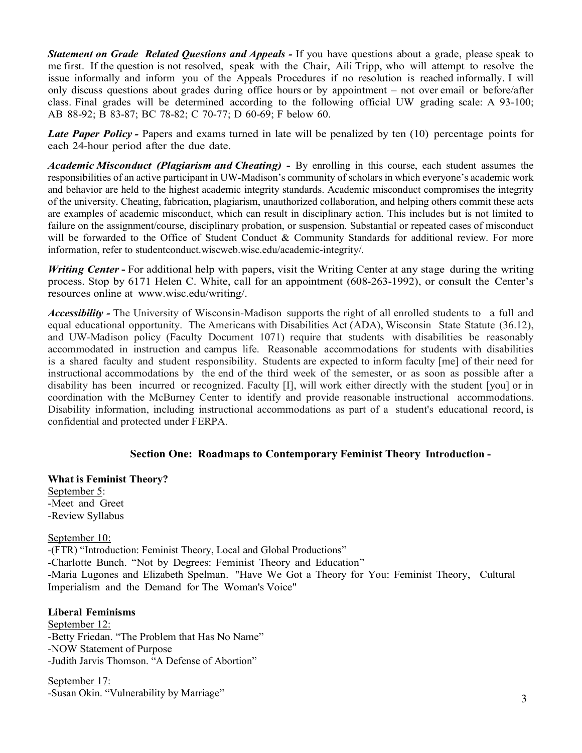***Statement on Grade Related Questions and Appeals -*** If you have questions about a grade, please speak to me first. If the question is not resolved, speak with the Chair, Aili Tripp, who will attempt to resolve the issue informally and inform you of the Appeals Procedures if no resolution is reached informally. I will only discuss questions about grades during office hours or by appointment – not over email or before/after class. Final grades will be determined according to the following official UW grading scale: A 93-100; AB 88-92; B 83-87; BC 78-82; C 70-77; D 60-69; F below 60.

***Late Paper Policy -*** Papers and exams turned in late will be penalized by ten (10) percentage points for each 24-hour period after the due date.

***Academic Misconduct (Plagiarism and Cheating) -*** By enrolling in this course, each student assumes the responsibilities of an active participant in UW-Madison's community of scholars in which everyone's academic work and behavior are held to the highest academic integrity standards. Academic misconduct compromises the integrity of the university. Cheating, fabrication, plagiarism, unauthorized collaboration, and helping others commit these acts are examples of academic misconduct, which can result in disciplinary action. This includes but is not limited to failure on the assignment/course, disciplinary probation, or suspension. Substantial or repeated cases of misconduct will be forwarded to the Office of Student Conduct & Community Standards for additional review. For more information, refer to studentconduct.wiscweb.wisc.edu/academic-integrity/.

***Writing Center -*** For additional help with papers, visit the Writing Center at any stage during the writing process. Stop by 6171 Helen C. White, call for an appointment (608-263-1992), or consult the Center's resources online at www.wisc.edu/writing/.

***Accessibility -*** The University of Wisconsin-Madison supports the right of all enrolled students to a full and equal educational opportunity. The Americans with Disabilities Act (ADA), Wisconsin State Statute (36.12), and UW-Madison policy (Faculty Document 1071) require that students with disabilities be reasonably accommodated in instruction and campus life. Reasonable accommodations for students with disabilities is a shared faculty and student responsibility. Students are expected to inform faculty [me] of their need for instructional accommodations by the end of the third week of the semester, or as soon as possible after a disability has been incurred or recognized. Faculty [I], will work either directly with the student [you] or in coordination with the McBurney Center to identify and provide reasonable instructional accommodations. Disability information, including instructional accommodations as part of a student's educational record, is confidential and protected under FERPA.

## Section One: Roadmaps to Contemporary Feminist Theory Introduction -

### What is Feminist Theory?

September 5:
- Meet and Greet
- Review Syllabus

September 10:
- (FTR) "Introduction: Feminist Theory, Local and Global Productions"
- Charlotte Bunch. "Not by Degrees: Feminist Theory and Education"
- Maria Lugones and Elizabeth Spelman. "Have We Got a Theory for You: Feminist Theory, Cultural Imperialism and the Demand for The Woman's Voice"

### Liberal Feminisms

September 12:
- Betty Friedan. "The Problem that Has No Name"
- NOW Statement of Purpose
- Judith Jarvis Thomson. "A Defense of Abortion"

September 17:
- Susan Okin. "Vulnerability by Marriage"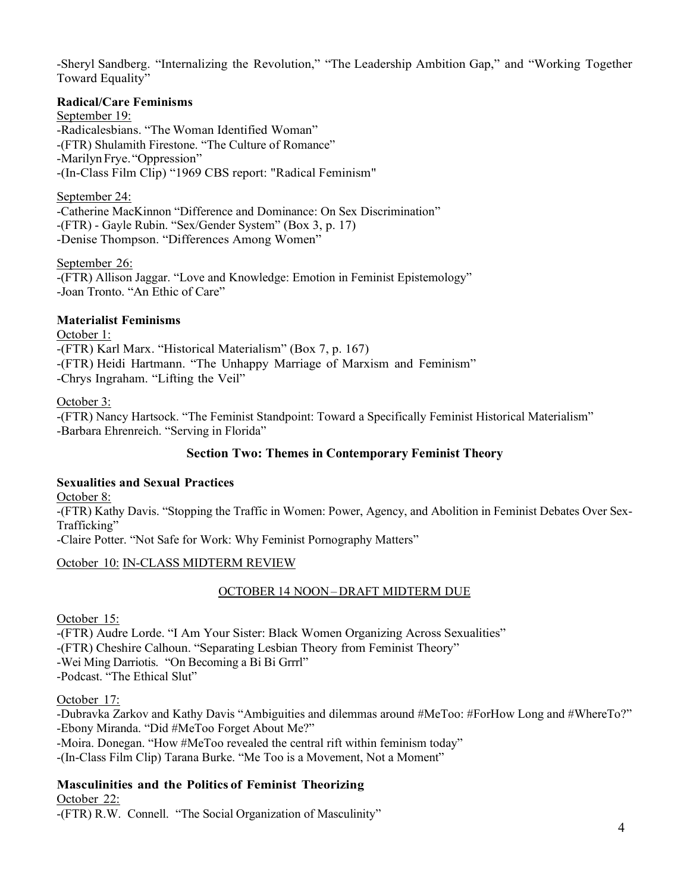-Sheryl Sandberg. "Internalizing the Revolution," "The Leadership Ambition Gap," and "Working Together Toward Equality"

**Radical/Care Feminisms**

<u>September 19:</u>
-Radicalesbians. "The Woman Identified Woman"
-(FTR) Shulamith Firestone. "The Culture of Romance"
-Marilyn Frye. "Oppression"
-(In-Class Film Clip) "1969 CBS report: "Radical Feminism"

<u>September 24:</u>
-Catherine MacKinnon "Difference and Dominance: On Sex Discrimination"
-(FTR) - Gayle Rubin. "Sex/Gender System" (Box 3, p. 17)
-Denise Thompson. "Differences Among Women"

<u>September 26:</u>
-(FTR) Allison Jaggar. "Love and Knowledge: Emotion in Feminist Epistemology"
-Joan Tronto. "An Ethic of Care"

**Materialist Feminisms**

<u>October 1:</u>
-(FTR) Karl Marx. "Historical Materialism" (Box 7, p. 167)
-(FTR) Heidi Hartmann. "The Unhappy Marriage of Marxism and Feminism"
-Chrys Ingraham. "Lifting the Veil"

<u>October 3:</u>
-(FTR) Nancy Hartsock. "The Feminist Standpoint: Toward a Specifically Feminist Historical Materialism"
-Barbara Ehrenreich. "Serving in Florida"

## Section Two: Themes in Contemporary Feminist Theory

**Sexualities and Sexual Practices**

<u>October 8:</u>
-(FTR) Kathy Davis. "Stopping the Traffic in Women: Power, Agency, and Abolition in Feminist Debates Over Sex-Trafficking"
-Claire Potter. "Not Safe for Work: Why Feminist Pornography Matters"

<u>October 10: IN-CLASS MIDTERM REVIEW</u>

<u>OCTOBER 14 NOON – DRAFT MIDTERM DUE</u>

<u>October 15:</u>
-(FTR) Audre Lorde. "I Am Your Sister: Black Women Organizing Across Sexualities"
-(FTR) Cheshire Calhoun. "Separating Lesbian Theory from Feminist Theory"
-Wei Ming Darriotis. "On Becoming a Bi Bi Grrrl"
-Podcast. "The Ethical Slut"

<u>October 17:</u>
-Dubravka Zarkov and Kathy Davis "Ambiguities and dilemmas around #MeToo: #ForHow Long and #WhereTo?"
-Ebony Miranda. "Did #MeToo Forget About Me?"
-Moira. Donegan. "How #MeToo revealed the central rift within feminism today"
-(In-Class Film Clip) Tarana Burke. "Me Too is a Movement, Not a Moment"

**Masculinities and the Politics of Feminist Theorizing**

<u>October 22:</u>
-(FTR) R.W. Connell. "The Social Organization of Masculinity"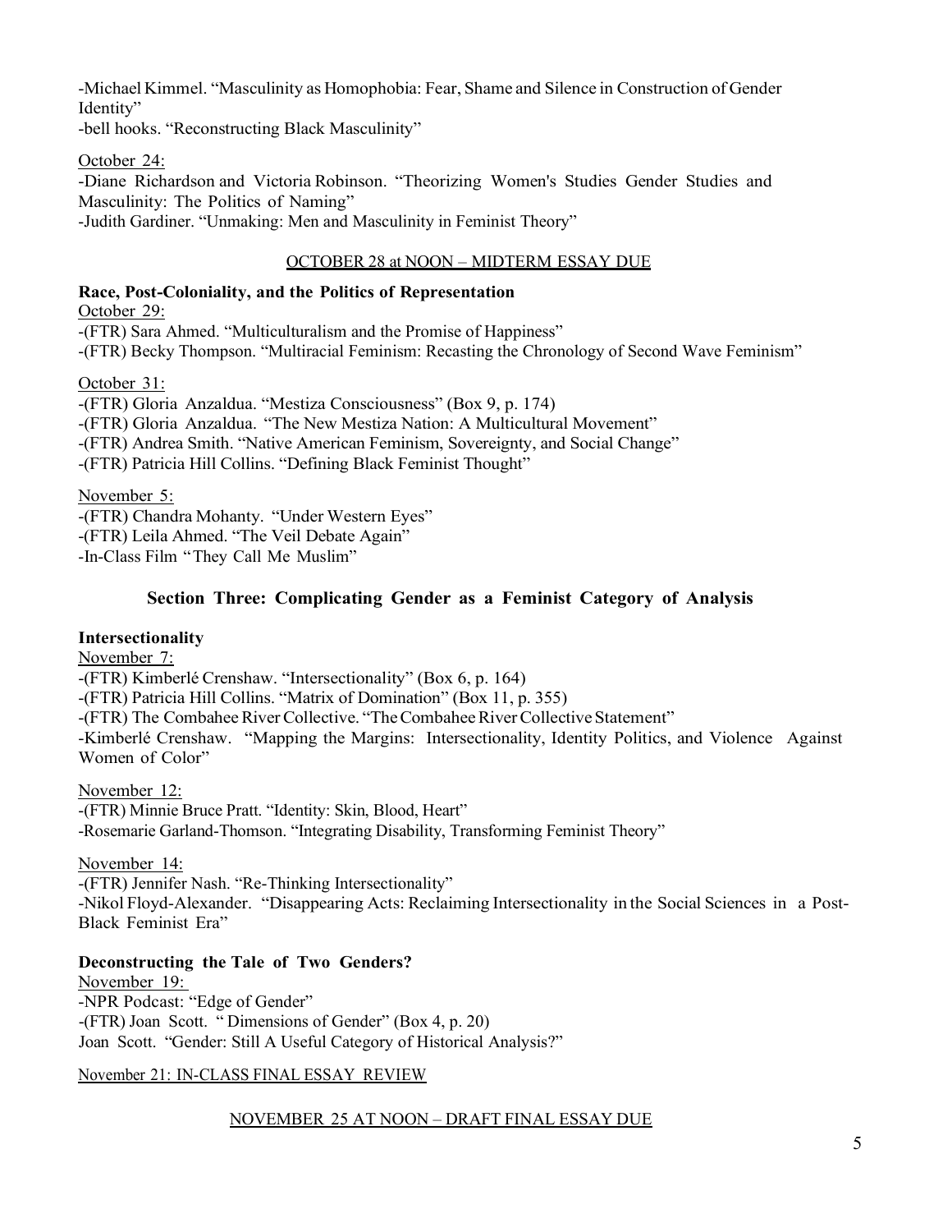-Michael Kimmel. "Masculinity as Homophobia: Fear, Shame and Silence in Construction of Gender Identity"
-bell hooks. "Reconstructing Black Masculinity"

October 24:
-Diane Richardson and Victoria Robinson. "Theorizing Women's Studies Gender Studies and Masculinity: The Politics of Naming"
-Judith Gardiner. "Unmaking: Men and Masculinity in Feminist Theory"

OCTOBER 28 at NOON – MIDTERM ESSAY DUE

**Race, Post-Coloniality, and the Politics of Representation**

October 29:
-(FTR) Sara Ahmed. "Multiculturalism and the Promise of Happiness"
-(FTR) Becky Thompson. "Multiracial Feminism: Recasting the Chronology of Second Wave Feminism"

October 31:
-(FTR) Gloria Anzaldua. "Mestiza Consciousness" (Box 9, p. 174)
-(FTR) Gloria Anzaldua. "The New Mestiza Nation: A Multicultural Movement"
-(FTR) Andrea Smith. "Native American Feminism, Sovereignty, and Social Change"
-(FTR) Patricia Hill Collins. "Defining Black Feminist Thought"

November 5:
-(FTR) Chandra Mohanty. "Under Western Eyes"
-(FTR) Leila Ahmed. "The Veil Debate Again"
-In-Class Film "They Call Me Muslim"

## Section Three: Complicating Gender as a Feminist Category of Analysis

**Intersectionality**

November 7:
-(FTR) Kimberlé Crenshaw. "Intersectionality" (Box 6, p. 164)
-(FTR) Patricia Hill Collins. "Matrix of Domination" (Box 11, p. 355)
-(FTR) The Combahee River Collective. "The Combahee River Collective Statement"
-Kimberlé Crenshaw. "Mapping the Margins: Intersectionality, Identity Politics, and Violence Against Women of Color"

November 12:
-(FTR) Minnie Bruce Pratt. "Identity: Skin, Blood, Heart"
-Rosemarie Garland-Thomson. "Integrating Disability, Transforming Feminist Theory"

November 14:
-(FTR) Jennifer Nash. "Re-Thinking Intersectionality"
-Nikol Floyd-Alexander. "Disappearing Acts: Reclaiming Intersectionality in the Social Sciences in a Post-Black Feminist Era"

**Deconstructing the Tale of Two Genders?**

November 19:
-NPR Podcast: "Edge of Gender"
-(FTR) Joan Scott. " Dimensions of Gender" (Box 4, p. 20)
Joan Scott. "Gender: Still A Useful Category of Historical Analysis?"

November 21: IN-CLASS FINAL ESSAY REVIEW

NOVEMBER 25 AT NOON – DRAFT FINAL ESSAY DUE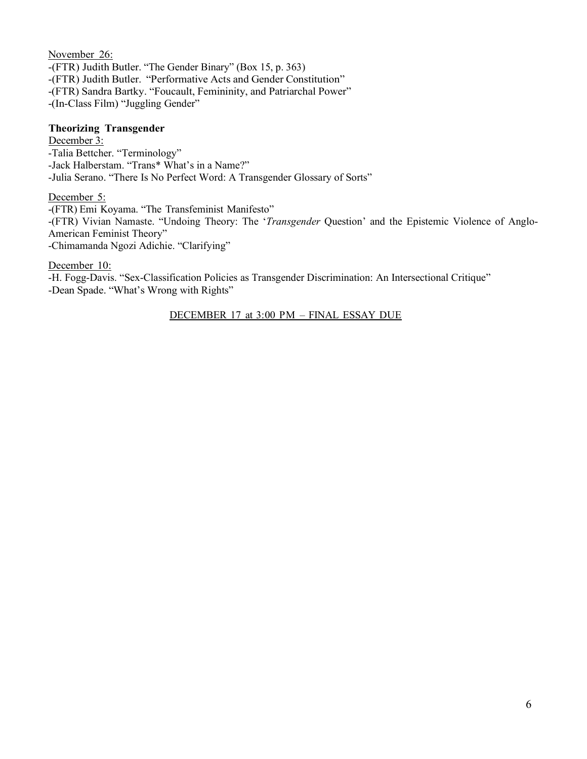<u>November 26:</u>

-(FTR) Judith Butler. "The Gender Binary" (Box 15, p. 363)
-(FTR) Judith Butler. "Performative Acts and Gender Constitution"
-(FTR) Sandra Bartky. "Foucault, Femininity, and Patriarchal Power"
-(In-Class Film) "Juggling Gender"

**Theorizing Transgender**

<u>December 3:</u>

-Talia Bettcher. "Terminology"
-Jack Halberstam. "Trans* What's in a Name?"
-Julia Serano. "There Is No Perfect Word: A Transgender Glossary of Sorts"

<u>December 5:</u>

-(FTR) Emi Koyama. "The Transfeminist Manifesto"
-(FTR) Vivian Namaste. "Undoing Theory: The '*Transgender* Question' and the Epistemic Violence of Anglo-American Feminist Theory"
-Chimamanda Ngozi Adichie. "Clarifying"

<u>December 10:</u>

-H. Fogg-Davis. "Sex-Classification Policies as Transgender Discrimination: An Intersectional Critique"
-Dean Spade. "What's Wrong with Rights"

<u>DECEMBER 17 at 3:00 PM – FINAL ESSAY DUE</u>